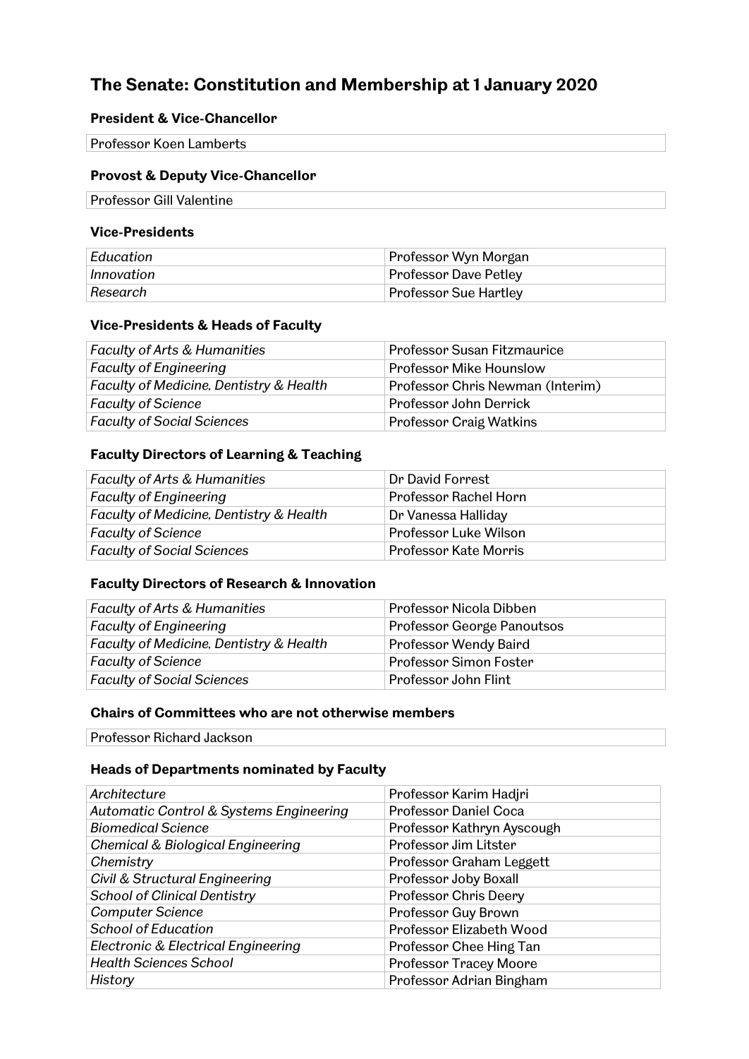# The Senate: Constitution and Membership at 1 January 2020

### President & Vice-Chancellor

| Professor Koen Lamberts |
|---|

### Provost & Deputy Vice-Chancellor

| Professor Gill Valentine |
|---|

### Vice-Presidents

| | |
|---|---|
| *Education* | Professor Wyn Morgan |
| *Innovation* | Professor Dave Petley |
| *Research* | Professor Sue Hartley |

### Vice-Presidents & Heads of Faculty

| | |
|---|---|
| *Faculty of Arts & Humanities* | Professor Susan Fitzmaurice |
| *Faculty of Engineering* | Professor Mike Hounslow |
| *Faculty of Medicine, Dentistry & Health* | Professor Chris Newman (Interim) |
| *Faculty of Science* | Professor John Derrick |
| *Faculty of Social Sciences* | Professor Craig Watkins |

### Faculty Directors of Learning & Teaching

| | |
|---|---|
| *Faculty of Arts & Humanities* | Dr David Forrest |
| *Faculty of Engineering* | Professor Rachel Horn |
| *Faculty of Medicine, Dentistry & Health* | Dr Vanessa Halliday |
| *Faculty of Science* | Professor Luke Wilson |
| *Faculty of Social Sciences* | Professor Kate Morris |

### Faculty Directors of Research & Innovation

| | |
|---|---|
| *Faculty of Arts & Humanities* | Professor Nicola Dibben |
| *Faculty of Engineering* | Professor George Panoutsos |
| *Faculty of Medicine, Dentistry & Health* | Professor Wendy Baird |
| *Faculty of Science* | Professor Simon Foster |
| *Faculty of Social Sciences* | Professor John Flint |

### Chairs of Committees who are not otherwise members

| Professor Richard Jackson |
|---|

### Heads of Departments nominated by Faculty

| | |
|---|---|
| *Architecture* | Professor Karim Hadjri |
| *Automatic Control & Systems Engineering* | Professor Daniel Coca |
| *Biomedical Science* | Professor Kathryn Ayscough |
| *Chemical & Biological Engineering* | Professor Jim Litster |
| *Chemistry* | Professor Graham Leggett |
| *Civil & Structural Engineering* | Professor Joby Boxall |
| *School of Clinical Dentistry* | Professor Chris Deery |
| *Computer Science* | Professor Guy Brown |
| *School of Education* | Professor Elizabeth Wood |
| *Electronic & Electrical Engineering* | Professor Chee Hing Tan |
| *Health Sciences School* | Professor Tracey Moore |
| *History* | Professor Adrian Bingham |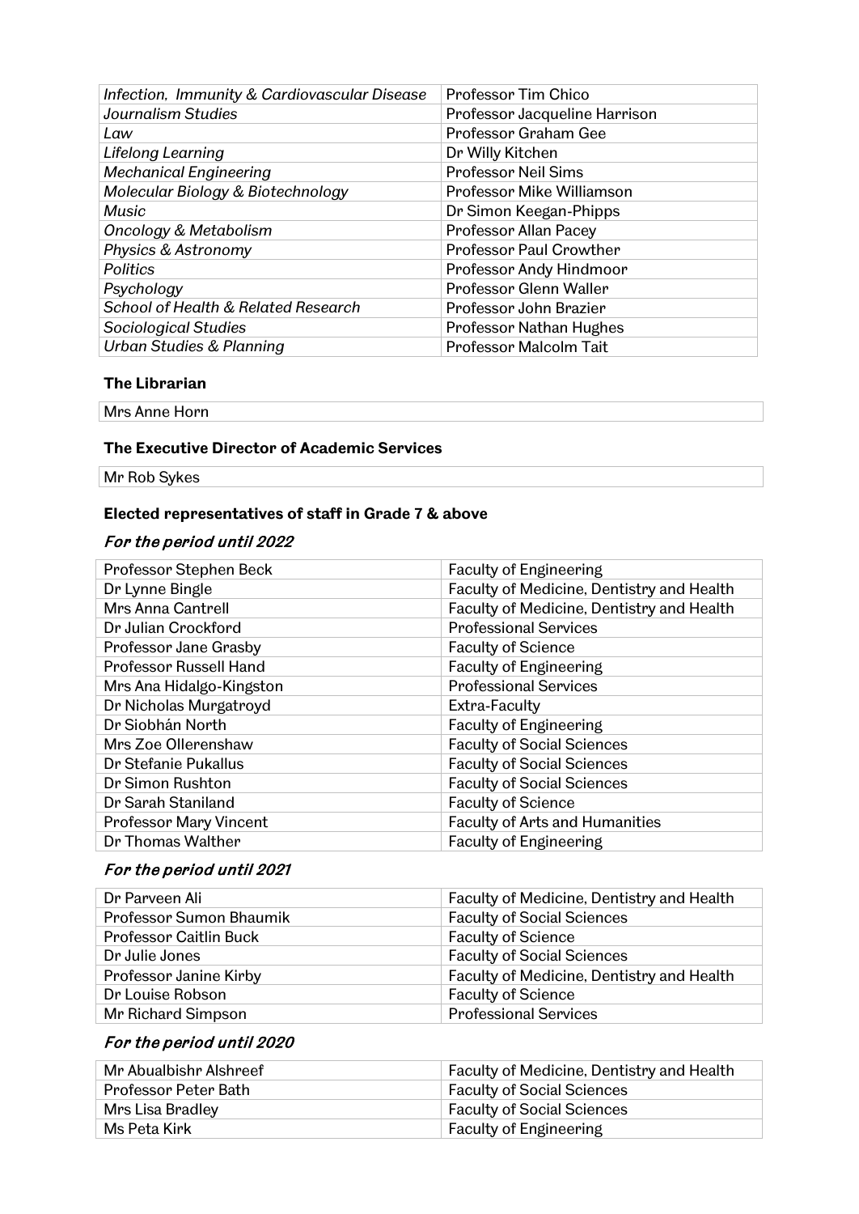| | |
|---|---|
| *Infection, Immunity & Cardiovascular Disease* | Professor Tim Chico |
| *Journalism Studies* | Professor Jacqueline Harrison |
| *Law* | Professor Graham Gee |
| *Lifelong Learning* | Dr Willy Kitchen |
| *Mechanical Engineering* | Professor Neil Sims |
| *Molecular Biology & Biotechnology* | Professor Mike Williamson |
| *Music* | Dr Simon Keegan-Phipps |
| *Oncology & Metabolism* | Professor Allan Pacey |
| *Physics & Astronomy* | Professor Paul Crowther |
| *Politics* | Professor Andy Hindmoor |
| *Psychology* | Professor Glenn Waller |
| *School of Health & Related Research* | Professor John Brazier |
| *Sociological Studies* | Professor Nathan Hughes |
| *Urban Studies & Planning* | Professor Malcolm Tait |

**The Librarian**

| |
|---|
| Mrs Anne Horn |

**The Executive Director of Academic Services**

| |
|---|
| Mr Rob Sykes |

**Elected representatives of staff in Grade 7 & above**

***For the period until 2022***

| | |
|---|---|
| Professor Stephen Beck | Faculty of Engineering |
| Dr Lynne Bingle | Faculty of Medicine, Dentistry and Health |
| Mrs Anna Cantrell | Faculty of Medicine, Dentistry and Health |
| Dr Julian Crockford | Professional Services |
| Professor Jane Grasby | Faculty of Science |
| Professor Russell Hand | Faculty of Engineering |
| Mrs Ana Hidalgo-Kingston | Professional Services |
| Dr Nicholas Murgatroyd | Extra-Faculty |
| Dr Siobhán North | Faculty of Engineering |
| Mrs Zoe Ollerenshaw | Faculty of Social Sciences |
| Dr Stefanie Pukallus | Faculty of Social Sciences |
| Dr Simon Rushton | Faculty of Social Sciences |
| Dr Sarah Staniland | Faculty of Science |
| Professor Mary Vincent | Faculty of Arts and Humanities |
| Dr Thomas Walther | Faculty of Engineering |

***For the period until 2021***

| | |
|---|---|
| Dr Parveen Ali | Faculty of Medicine, Dentistry and Health |
| Professor Sumon Bhaumik | Faculty of Social Sciences |
| Professor Caitlin Buck | Faculty of Science |
| Dr Julie Jones | Faculty of Social Sciences |
| Professor Janine Kirby | Faculty of Medicine, Dentistry and Health |
| Dr Louise Robson | Faculty of Science |
| Mr Richard Simpson | Professional Services |

***For the period until 2020***

| | |
|---|---|
| Mr Abualbishr Alshreef | Faculty of Medicine, Dentistry and Health |
| Professor Peter Bath | Faculty of Social Sciences |
| Mrs Lisa Bradley | Faculty of Social Sciences |
| Ms Peta Kirk | Faculty of Engineering |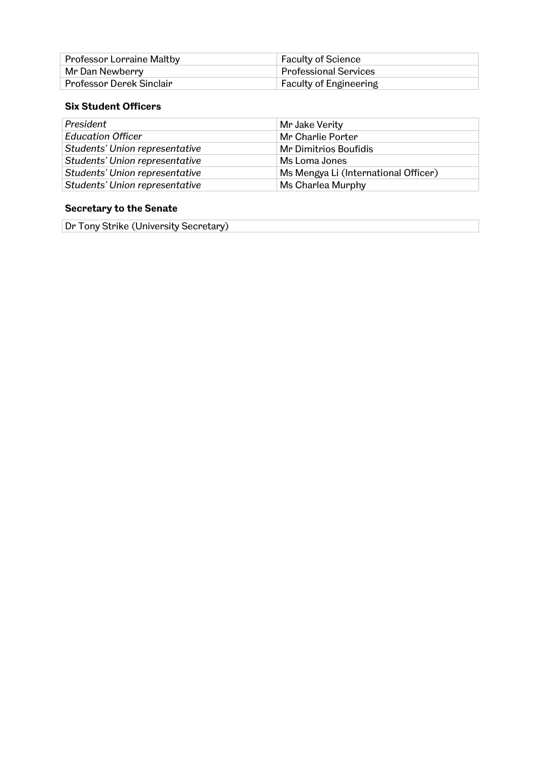| | |
|---|---|
| Professor Lorraine Maltby | Faculty of Science |
| Mr Dan Newberry | Professional Services |
| Professor Derek Sinclair | Faculty of Engineering |

**Six Student Officers**

| | |
|---|---|
| *President* | Mr Jake Verity |
| *Education Officer* | Mr Charlie Porter |
| *Students' Union representative* | Mr Dimitrios Boufidis |
| *Students' Union representative* | Ms Loma Jones |
| *Students' Union representative* | Ms Mengya Li (International Officer) |
| *Students' Union representative* | Ms Charlea Murphy |

**Secretary to the Senate**

| |
|---|
| Dr Tony Strike (University Secretary) |